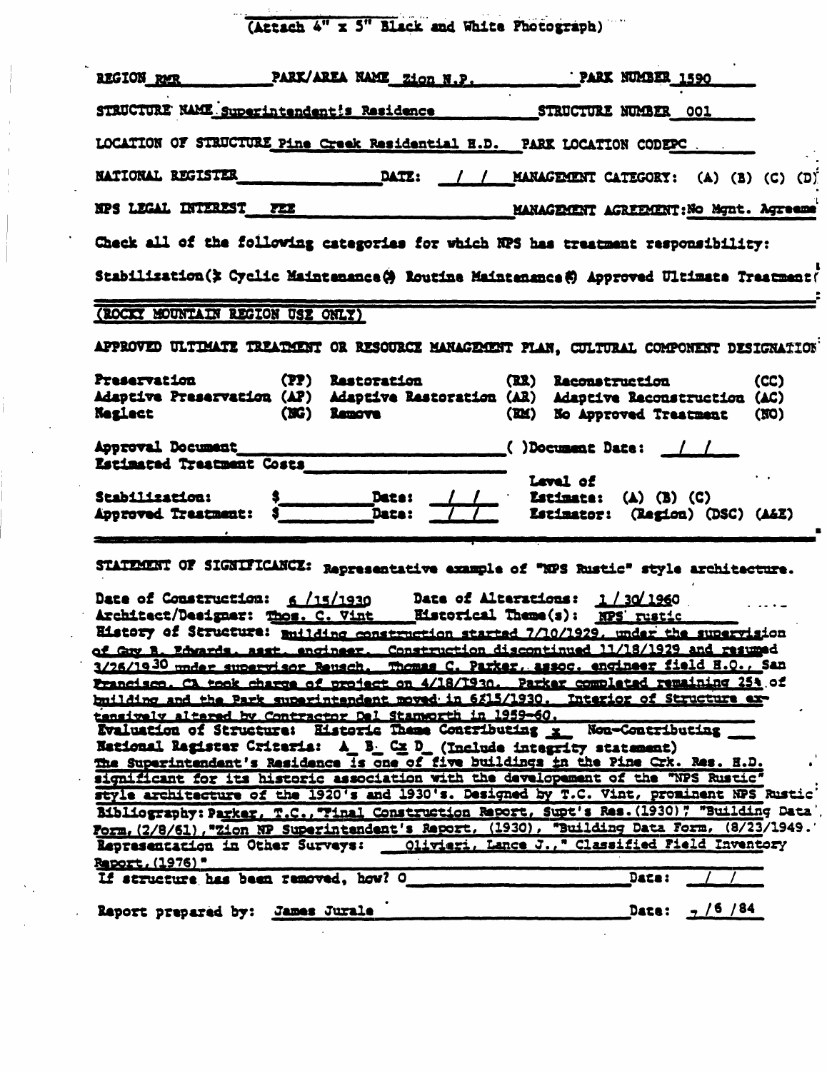(Attach 4" x 5" Black and White Photograph)

REGION RMR PARK/AREA NAME Zion N.P. PARK NUMBER 1590

STRUCTURE NAME Superintendent's Residence STRUCTURE NUMBER 001

LOCATION OF STRUCTURE Pine Creek Residential H.D. PARK LOCATION CODE PC

NATIONAL REGISTER DATE: / / MANAGEMENT CATEGORY: (A) (B) (C) (D)

NPS LEGAL INTEREST FEE MANAGEMENT AGREEMENT: No Mgnt. Agreeme

Check all of the following categories for which NPS has treatment responsibility:

Stabilization( Cyclic Maintenance( Routine Maintenance( Approved Ultimate Treatment(

(ROCKY MOUNTAIN REGION USE ONLY)

APPROVED ULTIMATE TREATMENT OR RESOURCE MANAGEMENT PLAN, CULTURAL COMPONENT DESIGNATION

| | | | | | |
|---|---|---|---|---|---|
| Preservation | (PP) | Restoration | (RR) | Reconstruction | (CC) |
| Adaptive Preservation | (AP) | Adaptive Restoration | (AR) | Adaptive Reconstruction | (AC) |
| Neglect | (NG) | Remove | (RM) | No Approved Treatment | (NO) |

Approval Document ( )Document Date: / /

Estimated Treatment Costs

Stabilization: $ Date: / / Level of Estimate: (A) (B) (C)

Approved Treatment: $ Date: / / Estimator: (Region) (DSC) (A&E)

STATEMENT OF SIGNIFICANCE: Representative example of "NPS Rustic" style architecture.

Date of Construction: 6 /15/1930 Date of Alterations: 1 / 30/ 1960

Architect/Designer: Thos. C. Vint Historical Theme(s): NPS rustic

History of Structure: Building construction started 7/10/1929, under the supervision of Guy B. Edwards, asst. engineer. Construction discontinued 11/18/1929 and resumed 3/26/1930 under supervisor Rensch. Thomas C. Parker, assoc. engineer field H.O., San Francisco, CA took charge of project on 4/18/1930. Parker completed remaining 25% of building and the Park superintendent moved in 6/15/1930. Interior of Structure extensively altered by Contractor Del Stanworth in 1959-60.

Evaluation of Structure: Historic Theme Contributing x Non-Contributing \_\_

National Register Criteria: A\_ B\_ Cx D\_ (Include integrity statement)

The Superintendent's Residence is one of five buildings in the Pine Crk. Res. H.D. significant for its historic association with the developement of the "NPS Rustic" style architecture of the 1920's and 1930's. Designed by T.C. Vint, prominent NPS Rustic

Bibliography: Parker, T.C., "Final Construction Report, Supt's Res. (1930)," "Building Data Form, (2/8/61), "Zion NP Superintendent's Report, (1930), "Building Data Form, (8/23/1949.

Representation in Other Surveys: Olivieri, Lance J.," Classified Field Inventory Report, (1976)"

If structure has been removed, how? 0 Date: / /

Report prepared by: James Jurale Date: 7 /6 /84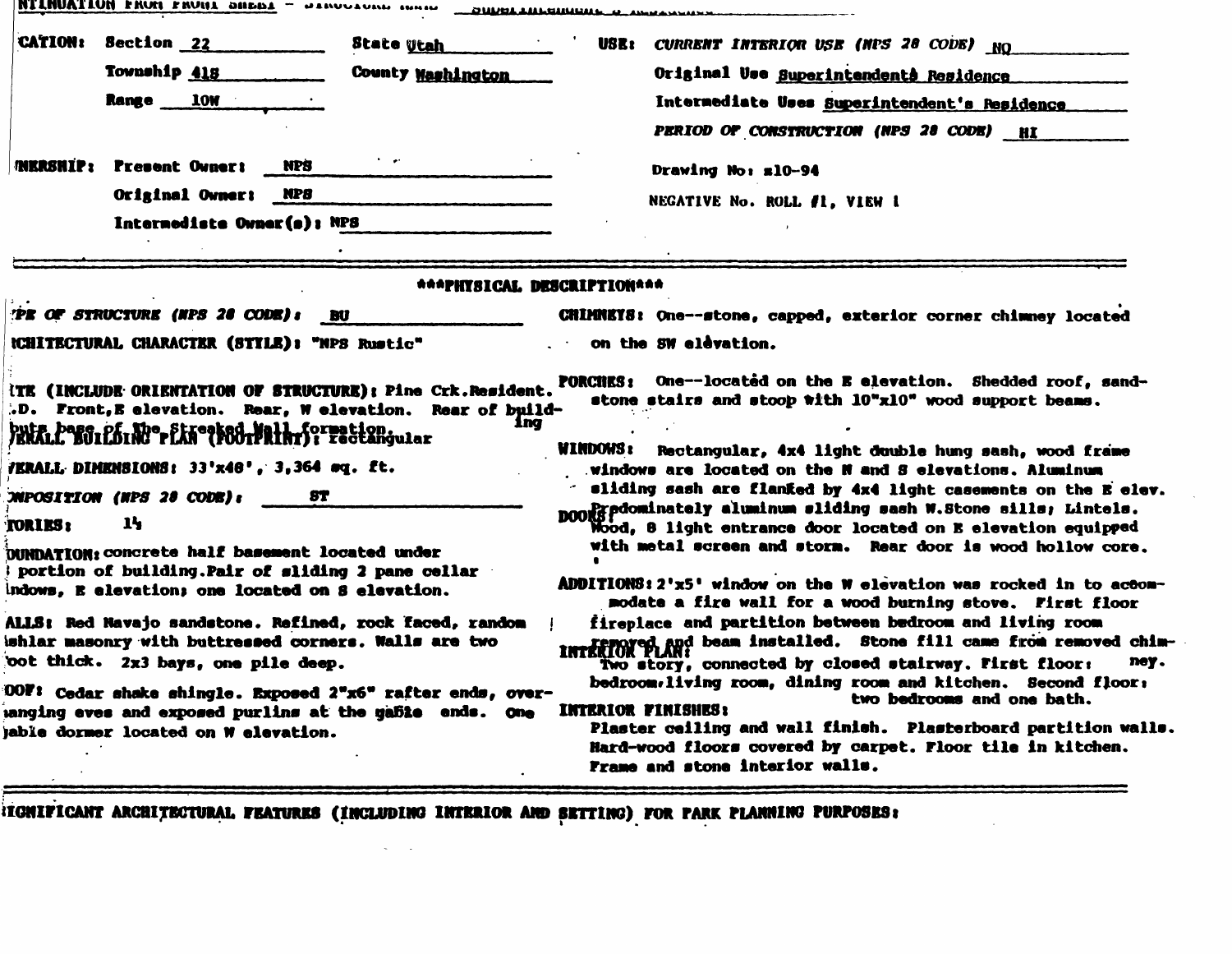NTINUATION FROM FRONT SHEET - STRUCTURE NAME Superintendent's Residence

CATION: Section 22 | State Utah

Township 41S | County Washington

Range 10W

USE: *CURRENT INTERIOR USE (NPS 28 CODE)* NO

Original Use Superintendent's Residence

Intermediate Uses Superintendent's Residence

*PERIOD OF CONSTRUCTION (NPS 28 CODE)* HI

NERSHIP: Present Owner: NPS

Original Owner: NPS

Intermediate Owner(s): NPS

Drawing No: s10-94

NEGATIVE No. ROLL #1, VIEW 1

## ***PHYSICAL DESCRIPTION***

*PE OF STRUCTURE (NPS 28 CODE):* BU

RCHITECTURAL CHARACTER (STYLE): "NPS Rustic"

ITE (INCLUDE ORIENTATION OF STRUCTURE): Pine Crk.Resident. .D. Front,E elevation. Rear, W elevation. Rear of building buts base of the Streaked Wall formation.

VERALL BUILDING PLAN (FOOTPRINT): rectangular

VERALL DIMENSIONS: 33'x48', 3,364 sq. ft.

OMPOSITION (NPS 28 CODE): ST

TORIES: 1½

OUNDATION: concrete half basement located under portion of building. Pair of sliding 2 pane cellar indows, E elevation; one located on S elevation.

ALLS: Red Navajo sandstone. Refined, rock faced, random shlar masonry with buttressed corners. Walls are two oot thick. 2x3 bays, one pile deep.

OOF: Cedar shake shingle. Exposed 2"x6" rafter ends, overhanging eves and exposed purlins at the gable ends. One gable dormer located on W elevation.

CHIMNEYS: One--stone, capped, exterior corner chimney located on the SW elevation.

PORCHES: One--located on the E elevation. Shedded roof, sandstone stairs and stoop with 10"x10" wood support beams.

WINDOWS: Rectangular, 4x4 light double hung sash, wood frame windows are located on the N and S elevations. Aluminum sliding sash are flanked by 4x4 light casements on the E elev. Predominately aluminum sliding sash W.Stone sills; Lintels.

DOORS: Wood, 8 light entrance door located on E elevation equipped with metal screen and storm. Rear door is wood hollow core.

ADDITIONS: 2'x5' window on the W elevation was rocked in to accommodate a fire wall for a wood burning stove. First floor fireplace and partition between bedroom and living room removed and beam installed. Stone fill came from removed chimney.

INTERIOR PLAN: Two story, connected by closed stairway. First floor: bedroom, living room, dining room and kitchen. Second floor: two bedrooms and one bath.

INTERIOR FINISHES: Plaster ceiling and wall finish. Plasterboard partition walls. Hard-wood floors covered by carpet. Floor tile in kitchen. Frame and stone interior walls.

IGNIFICANT ARCHITECTURAL FEATURES (INCLUDING INTERIOR AND SETTING) FOR PARK PLANNING PURPOSES: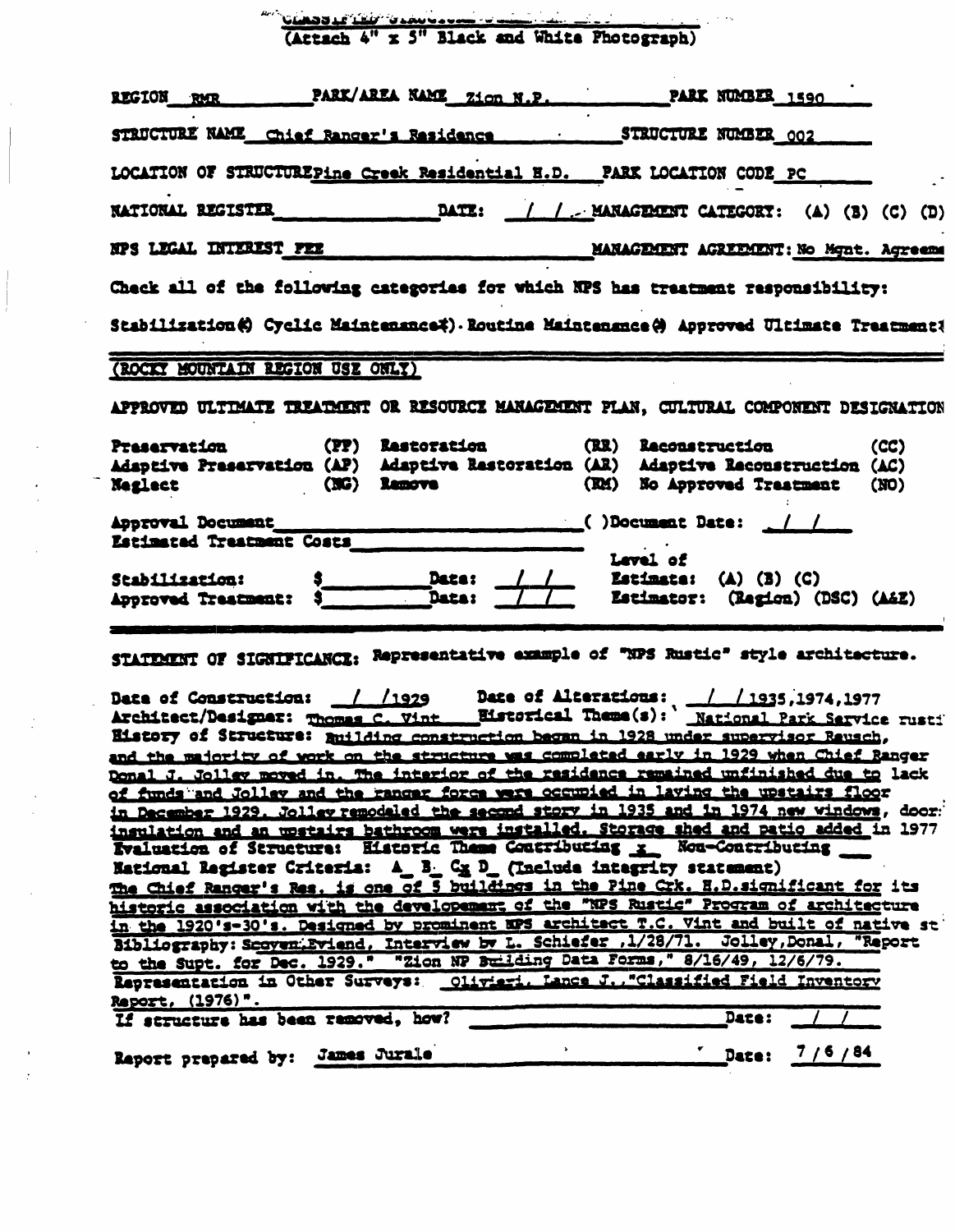CLASSIFIED STRUCTURE ...

(Attach 4" x 5" Black and White Photograph)

REGION RMR PARK/AREA NAME Zion N.P. PARK NUMBER 1590

STRUCTURE NAME Chief Ranger's Residence STRUCTURE NUMBER 002

LOCATION OF STRUCTURE Pine Creek Residential H.D. PARK LOCATION CODE PC

NATIONAL REGISTER ______ DATE: / / MANAGEMENT CATEGORY: (A) (B) (C) (D)

NPS LEGAL INTEREST FEE MANAGEMENT AGREEMENT: No Mgnt. Agreeme

Check all of the following categories for which NPS has treatment responsibility:

Stabilization(x) Cyclic Maintenance(x) Routine Maintenance(x) Approved Ultimate Treatment(

(ROCKY MOUNTAIN REGION USE ONLY)

APPROVED ULTIMATE TREATMENT OR RESOURCE MANAGEMENT PLAN, CULTURAL COMPONENT DESIGNATION

| | | | | | |
|---|---|---|---|---|---|
| Preservation | (PP) | Restoration | (RR) | Reconstruction | (CC) |
| Adaptive Preservation | (AP) | Adaptive Restoration | (AR) | Adaptive Reconstruction | (AC) |
| Neglect | (NG) | Remove | (RM) | No Approved Treatment | (NO) |

Approval Document ______ ( )Document Date: / /

Estimated Treatment Costs ______

Stabilization: $______ Date: / /

Approved Treatment: $______ Date: / /

Level of Estimate: (A) (B) (C)

Estimator: (Region) (DSC) (A&E)

STATEMENT OF SIGNIFICANCE: Representative example of "NPS Rustic" style architecture.

Date of Construction: / /1929 Date of Alterations: / /1935,1974,1977

Architect/Designer: Thomas C. Vint Historical Theme(s): National Park Service rusti

History of Structure: Building construction began in 1928 under supervisor Rausch, and the majority of work on the structure was completed early in 1929 when Chief Ranger Donal J. Jolley moved in. The interior of the residence remained unfinished due to lack of funds and Jolley and the ranger force were occupied in laying the upstairs floor in December 1929. Jolley remodeled the second story in 1935 and in 1974 new windows, door insulation and an upstairs bathroom were installed. Storage shed and patio added in 1977

Evaluation of Structure: Historic Theme Contributing x Non-Contributing ___

National Register Criteria: A_ B_ Cx D_ (Include integrity statement)

The Chief Ranger's Res. is one of 5 buildings in the Pine Crk. H.D. significant for its historic association with the development of the "NPS Rustic" Program of architecture in the 1920's-30's. Designed by prominent NPS architect T.C. Vint and built of native st

Bibliography: Scoyen, Eviend, Interview by L. Schiefer ,1/28/71. Jolley, Donal, "Report to the Supt. for Dec. 1929." "Zion NP Building Data Forms," 8/16/49, 12/6/79.

Representation in Other Surveys: Olivieri, Lance J.,"Classified Field Inventory Report, (1976)".

If structure has been removed, how? ______ Date: / /

Report prepared by: James Jurale Date: 7/6/84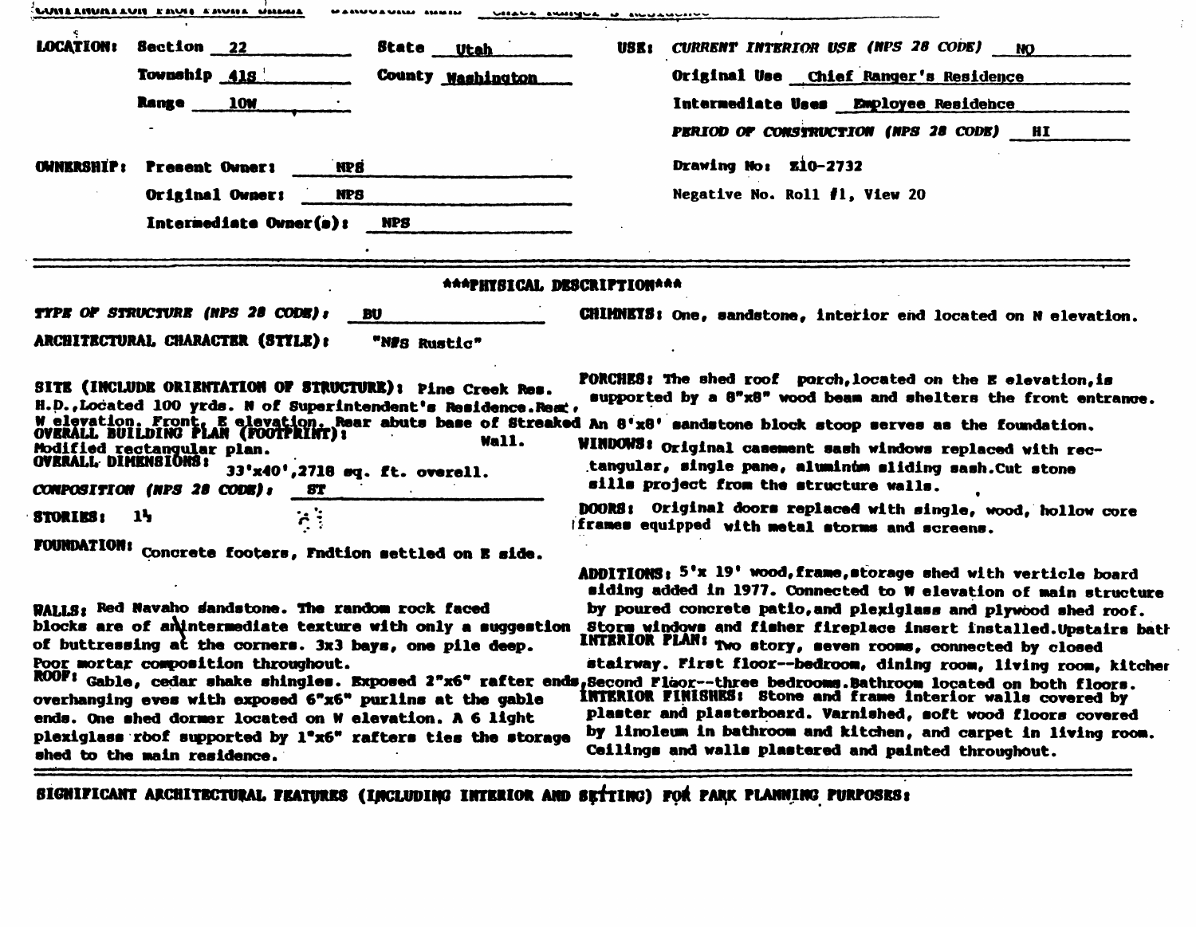CONTINUATION FROM FRONT SHEET STRUCTURE NAME Chief Ranger's Residence

**LOCATION:** Section 22 State Utah
Township 41S County Washington
Range 10W

**OWNERSHIP:** Present Owner: NPS
Original Owner: NPS
Intermediate Owner(s): NPS

**USE:** *CURRENT INTERIOR USE (NPS 28 CODE)* NQ
Original Use Chief Ranger's Residence
Intermediate Uses Employee Residence
*PERIOD OF CONSTRUCTION (NPS 28 CODE)* HI
Drawing No: Z10-2732
Negative No. Roll #1, View 20

---

### \*\*\*PHYSICAL DESCRIPTION\*\*\*

***TYPE OF STRUCTURE (NPS 28 CODE):*** BU

**ARCHITECTURAL CHARACTER (STYLE):** "NPS Rustic"

**SITE (INCLUDE ORIENTATION OF STRUCTURE):** Pine Creek Res. H.D.,Located 100 yrds. N of Superintendent's Residence.Rear, W elevation. Front, E elevation. Rear abuts base of Streaked Wall.

**OVERALL BUILDING PLAN (FOOTPRINT):** Modified rectangular plan.

**OVERALL DIMENSIONS:** 33'x40',2718 sq. ft. overall.

***COMPOSITION (NPS 28 CODE):*** ST

**STORIES:** 1½

**FOUNDATION:** Concrete footers, Fndtion settled on E side.

**WALLS:** Red Navaho sandstone. The random rock faced blocks are of an intermediate texture with only a suggestion of buttressing at the corners. 3x3 bays, one pile deep. Poor mortar composition throughout.

**ROOF:** Gable, cedar shake shingles. Exposed 2"x6" rafter ends, overhanging eves with exposed 6"x6" purlins at the gable ends. One shed dormer located on W elevation. A 6 light plexiglass roof supported by 1"x6" rafters ties the storage shed to the main residence.

**CHIMNEYS:** One, sandstone, interior end located on N elevation.

**PORCHES:** The shed roof porch,located on the E elevation,is supported by a 8"x8" wood beam and shelters the front entrance. An 8'x8' sandstone block stoop serves as the foundation.

**WINDOWS:** Original casement sash windows replaced with rectangular, single pane, aluminum sliding sash.Cut stone sills project from the structure walls.

**DOORS:** Original doors replaced with single, wood, hollow core frames equipped with metal storms and screens.

**ADDITIONS:** 5'x 19' wood,frame,storage shed with verticle board siding added in 1977. Connected to W elevation of main structure by poured concrete patio,and plexiglass and plywood shed roof. Storm windows and fisher fireplace insert installed.Upstairs bath

**INTERIOR PLAN:** Two story, seven rooms, connected by closed stairway. First floor--bedroom, dining room, living room, kitchen Second Floor--three bedrooms.Bathroom located on both floors.

**INTERIOR FINISHES:** Stone and frame interior walls covered by plaster and plasterboard. Varnished, soft wood floors covered by linoleum in bathroom and kitchen, and carpet in living room. Ceilings and walls plastered and painted throughout.

---

**SIGNIFICANT ARCHITECTURAL FEATURES (INCLUDING INTERIOR AND SETTING) FOR PARK PLANNING PURPOSES:**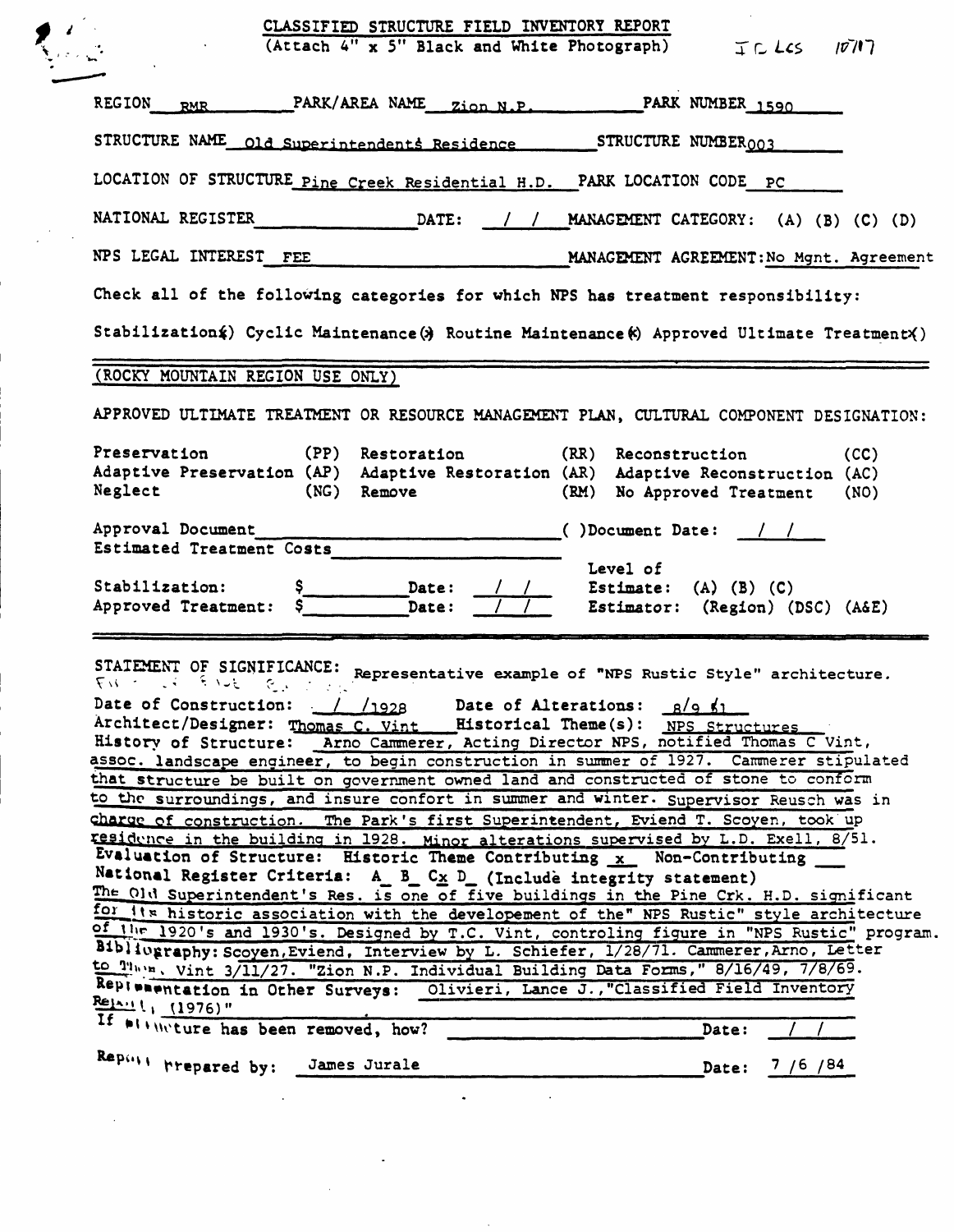# CLASSIFIED STRUCTURE FIELD INVENTORY REPORT

(Attach 4" x 5" Black and White Photograph) IC LCS 10717

REGION RMR PARK/AREA NAME Zion N.P. PARK NUMBER 1590

STRUCTURE NAME Old Superintendent's Residence STRUCTURE NUMBER 003

LOCATION OF STRUCTURE Pine Creek Residential H.D. PARK LOCATION CODE PC

NATIONAL REGISTER ______ DATE: / / MANAGEMENT CATEGORY: (A) (B) (C) (D)

NPS LEGAL INTEREST FEE MANAGEMENT AGREEMENT: No Mgnt. Agreement

Check all of the following categories for which NPS has treatment responsibility:

Stabilization(x) Cyclic Maintenance(x) Routine Maintenance(x) Approved Ultimate Treatment(x)

---

(ROCKY MOUNTAIN REGION USE ONLY)

APPROVED ULTIMATE TREATMENT OR RESOURCE MANAGEMENT PLAN, CULTURAL COMPONENT DESIGNATION:

| | | | | | |
|---|---|---|---|---|---|
| Preservation | (PP) | Restoration | (RR) | Reconstruction | (CC) |
| Adaptive Preservation | (AP) | Adaptive Restoration | (AR) | Adaptive Reconstruction | (AC) |
| Neglect | (NG) | Remove | (RM) | No Approved Treatment | (NO) |

Approval Document ______ ( )Document Date: / /

Estimated Treatment Costs ______

Stabilization: $______ Date: / / Level of Estimate: (A) (B) (C)

Approved Treatment: $______ Date: / / Estimator: (Region) (DSC) (A&E)

---

STATEMENT OF SIGNIFICANCE: Representative example of "NPS Rustic Style" architecture.

Date of Construction: / /1928 Date of Alterations: 8/9 51

Architect/Designer: Thomas C. Vint Historical Theme(s): NPS Structures

History of Structure: Arno Cammerer, Acting Director NPS, notified Thomas C Vint, assoc. landscape engineer, to begin construction in summer of 1927. Cammerer stipulated that structure be built on government owned land and constructed of stone to conform to the surroundings, and insure confort in summer and winter. Supervisor Reusch was in charge of construction. The Park's first Superintendent, Eviend T. Scoyen, took up residence in the building in 1928. Minor alterations supervised by L.D. Exell, 8/51.

Evaluation of Structure: Historic Theme Contributing x Non-Contributing ___

National Register Criteria: A_ B_ Cx D_ (Include integrity statement)

The Old Superintendent's Res. is one of five buildings in the Pine Crk. H.D. significant for its historic association with the developement of the" NPS Rustic" style architecture of the 1920's and 1930's. Designed by T.C. Vint, controling figure in "NPS Rustic" program.

Bibliography: Scoyen, Eviend, Interview by L. Schiefer, 1/28/71. Cammerer, Arno, Letter to Thom. Vint 3/11/27. "Zion N.P. Individual Building Data Forms," 8/16/49, 7/8/69.

Representation in Other Surveys: Olivieri, Lance J.,"Classified Field Inventory Report, (1976)"

If structure has been removed, how? ______ Date: / /

Report Prepared by: James Jurale Date: 7 /6 /84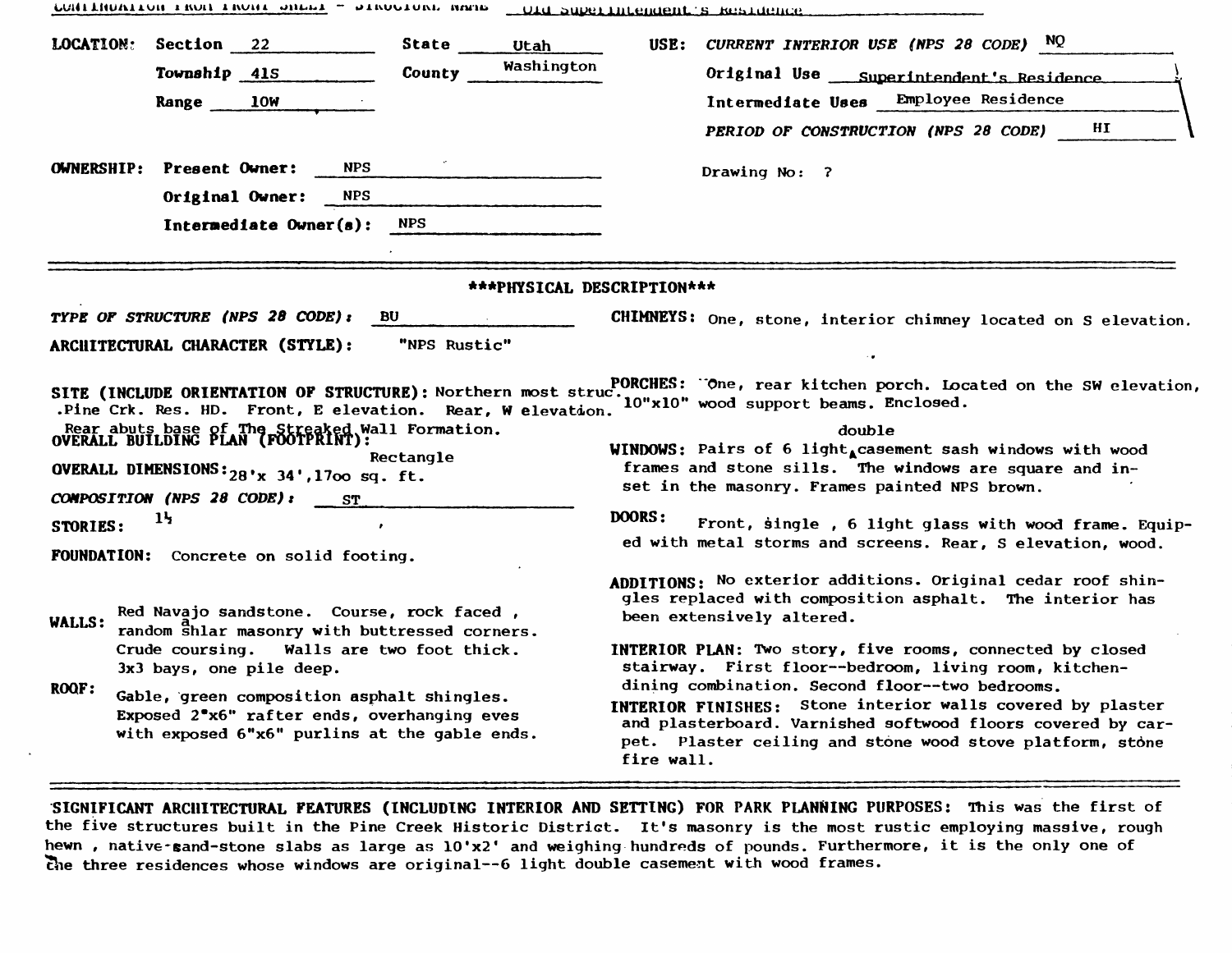CONTINUATION FROM FRONT SHEET - STRUCTURE NAME Old Superintendent's Residence

**LOCATION:** Section 22 | State Utah | County Washington | Township 41S | Range 10W

**USE:** *CURRENT INTERIOR USE (NPS 28 CODE)* NQ

Original Use Superintendent's Residence

Intermediate Uses Employee Residence

*PERIOD OF CONSTRUCTION (NPS 28 CODE)* HI

**OWNERSHIP:** **Present Owner:** NPS

**Original Owner:** NPS

**Intermediate Owner(s):** NPS

Drawing No: ?

---

## \*\*\*PHYSICAL DESCRIPTION\*\*\*

***TYPE OF STRUCTURE (NPS 28 CODE):*** BU

**ARCHITECTURAL CHARACTER (STYLE):** "NPS Rustic"

**SITE (INCLUDE ORIENTATION OF STRUCTURE):** Northern most struc. Pine Crk. Res. HD. Front, E elevation. Rear, W elevation. Rear abuts base of The Streaked Wall Formation.

**OVERALL BUILDING PLAN (FOOTPRINT):** Rectangle

**OVERALL DIMENSIONS:** 28'x 34', 1700 sq. ft.

***COMPOSITION (NPS 28 CODE):*** ST

**STORIES:** 1½

**FOUNDATION:** Concrete on solid footing.

**WALLS:** Red Navajo sandstone. Course, rock faced, random ashlar masonry with buttressed corners. Crude coursing. Walls are two foot thick. 3x3 bays, one pile deep.

**ROOF:** Gable, green composition asphalt shingles. Exposed 2"x6" rafter ends, overhanging eves with exposed 6"x6" purlins at the gable ends.

**CHIMNEYS:** One, stone, interior chimney located on S elevation.

**PORCHES:** One, rear kitchen porch. Located on the SW elevation, 10"x10" wood support beams. Enclosed.

**WINDOWS:** Pairs of 6 light double casement sash windows with wood frames and stone sills. The windows are square and inset in the masonry. Frames painted NPS brown.

**DOORS:** Front, single, 6 light glass with wood frame. Equipped with metal storms and screens. Rear, S elevation, wood.

**ADDITIONS:** No exterior additions. Original cedar roof shingles replaced with composition asphalt. The interior has been extensively altered.

**INTERIOR PLAN:** Two story, five rooms, connected by closed stairway. First floor--bedroom, living room, kitchen-dining combination. Second floor--two bedrooms.

**INTERIOR FINISHES:** Stone interior walls covered by plaster and plasterboard. Varnished softwood floors covered by carpet. Plaster ceiling and stone wood stove platform, stone fire wall.

---

**SIGNIFICANT ARCHITECTURAL FEATURES (INCLUDING INTERIOR AND SETTING) FOR PARK PLANNING PURPOSES:** This was the first of the five structures built in the Pine Creek Historic District. It's masonry is the most rustic employing massive, rough hewn, native-sand-stone slabs as large as 10'x2' and weighing hundreds of pounds. Furthermore, it is the only one of the three residences whose windows are original--6 light double casement with wood frames.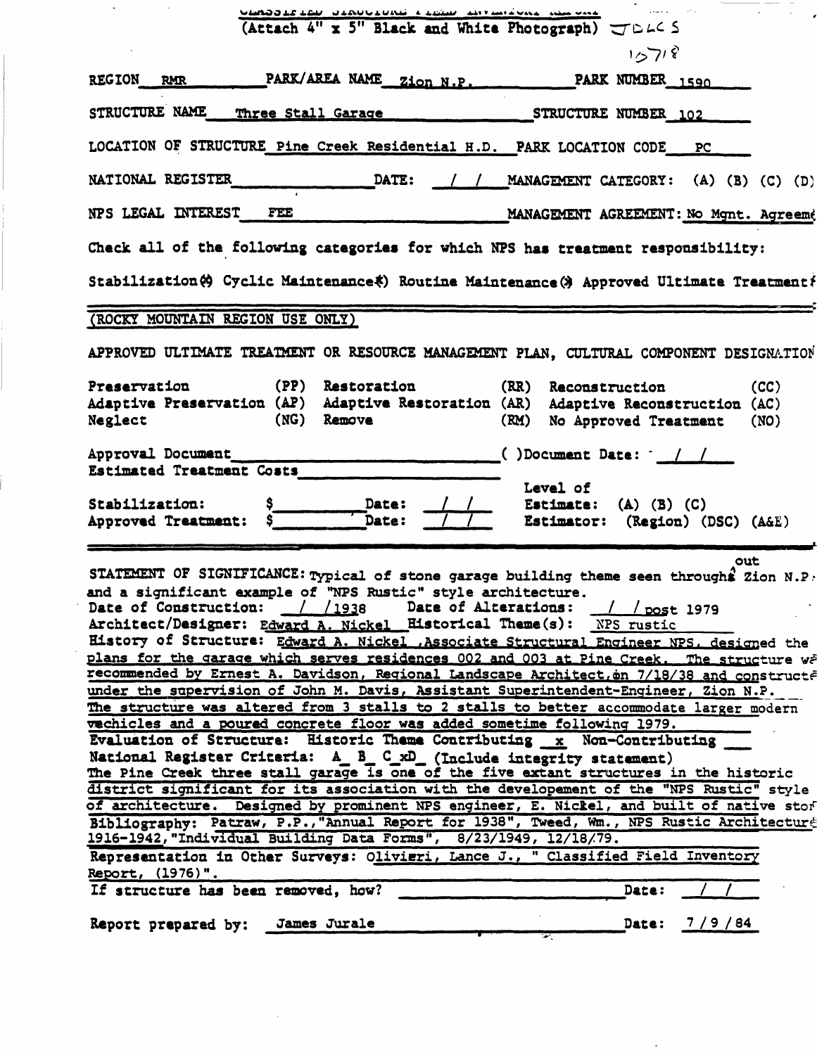CLASSIFIED STRUCTURE FIELD INVENTORY REPORT

(Attach 4" x 5" Black and White Photograph) JDLCS

15718

REGION RMR PARK/AREA NAME Zion N.P. PARK NUMBER 1590

STRUCTURE NAME Three Stall Garage STRUCTURE NUMBER 102

LOCATION OF STRUCTURE Pine Creek Residential H.D. PARK LOCATION CODE PC

NATIONAL REGISTER ______ DATE: / / MANAGEMENT CATEGORY: (A) (B) (C) (D)

NPS LEGAL INTEREST FEE MANAGEMENT AGREEMENT: No Mgnt. Agreem

Check all of the following categories for which NPS has treatment responsibility:

Stabilization(x) Cyclic Maintenance(x) Routine Maintenance(x) Approved Ultimate Treatment

(ROCKY MOUNTAIN REGION USE ONLY)

APPROVED ULTIMATE TREATMENT OR RESOURCE MANAGEMENT PLAN, CULTURAL COMPONENT DESIGNATION

| | | | | | |
|---|---|---|---|---|---|
| Preservation | (PP) | Restoration | (RR) | Reconstruction | (CC) |
| Adaptive Preservation | (AP) | Adaptive Restoration | (AR) | Adaptive Reconstruction | (AC) |
| Neglect | (NG) | Remove | (RM) | No Approved Treatment | (NO) |

Approval Document ______ ( )Document Date: / /

Estimated Treatment Costs ______

Stabilization: $ ______ Date: / /

Approved Treatment: $ ______ Date: / /

Level of Estimate: (A) (B) (C)

Estimator: (Region) (DSC) (A&E)

STATEMENT OF SIGNIFICANCE: Typical of stone garage building theme seen throughout Zion N.P. and a significant example of "NPS Rustic" style architecture.

Date of Construction: / /1938 Date of Alterations: / / post 1979

Architect/Designer: Edward A. Nickel Historical Theme(s): NPS rustic

History of Structure: Edward A. Nickel, Associate Structural Engineer NPS, designed the plans for the garage which serves residences 002 and 003 at Pine Creek. The structure wa recommended by Ernest A. Davidson, Regional Landscape Architect, on 7/18/38 and constructe under the supervision of John M. Davis, Assistant Superintendent-Engineer, Zion N.P. The structure was altered from 3 stalls to 2 stalls to better accommodate larger modern vechicles and a poured concrete floor was added sometime following 1979.

Evaluation of Structure: Historic Theme Contributing x Non-Contributing ___

National Register Criteria: A_ B_ C_xD_ (Include integrity statement)

The Pine Creek three stall garage is one of the five extant structures in the historic district significant for its association with the developement of the "NPS Rustic" style of architecture. Designed by prominent NPS engineer, E. Nickel, and built of native stor

Bibliography: Patraw, P.P.,"Annual Report for 1938", Tweed, Wm., NPS Rustic Architecture 1916-1942,"Individual Building Data Forms", 8/23/1949, 12/18/79.

Representation in Other Surveys: Olivieri, Lance J., " Classified Field Inventory Report, (1976)".

If structure has been removed, how? ______ Date: / /

Report prepared by: James Jurale Date: 7/9/84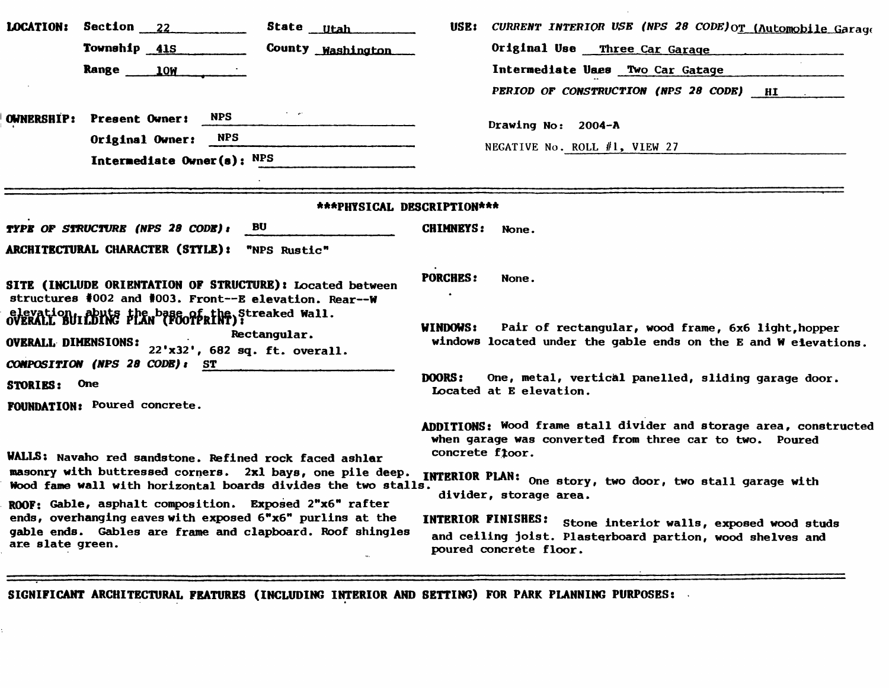**LOCATION:** Section 22 State Utah
Township 41S County Washington
Range 10W

**USE:** *CURRENT INTERIOR USE (NPS 28 CODE)* OT (Automobile Garage
Original Use Three Car Garage
Intermediate Uses Two Car Gatage
*PERIOD OF CONSTRUCTION (NPS 28 CODE)* HI

**OWNERSHIP:** Present Owner: NPS
Original Owner: NPS
Intermediate Owner(s): NPS

Drawing No: 2004-A
NEGATIVE No. ROLL #1, VIEW 27

---

## \*\*\*PHYSICAL DESCRIPTION\*\*\*

***TYPE OF STRUCTURE (NPS 28 CODE):*** BU

**ARCHITECTURAL CHARACTER (STYLE):** "NPS Rustic"

**SITE (INCLUDE ORIENTATION OF STRUCTURE):** Located between structures #002 and #003. Front--E elevation. Rear--W elevation, abuts the base of the Streaked Wall.

**OVERALL BUILDING PLAN (FOOTPRINT):** Rectangular.

**OVERALL DIMENSIONS:** 22'x32', 682 sq. ft. overall.

***COMPOSITION (NPS 28 CODE):*** ST

**STORIES:** One

**FOUNDATION:** Poured concrete.

**WALLS:** Navaho red sandstone. Refined rock faced ashlar masonry with buttressed corners. 2x1 bays, one pile deep. Wood fame wall with horizontal boards divides the two stalls.

**ROOF:** Gable, asphalt composition. Exposed 2"x6" rafter ends, overhanging eaves with exposed 6"x6" purlins at the gable ends. Gables are frame and clapboard. Roof shingles are slate green.

**CHIMNEYS:** None.

**PORCHES:** None.

**WINDOWS:** Pair of rectangular, wood frame, 6x6 light,hopper windows located under the gable ends on the E and W elevations.

**DOORS:** One, metal, vertical panelled, sliding garage door. Located at E elevation.

**ADDITIONS:** Wood frame stall divider and storage area, constructed when garage was converted from three car to two. Poured concrete floor.

**INTERIOR PLAN:** One story, two door, two stall garage with divider, storage area.

**INTERIOR FINISHES:** Stone interiot walls, exposed wood studs and ceiling joist. Plasterboard partion, wood shelves and poured concrete floor.

---

**SIGNIFICANT ARCHITECTURAL FEATURES (INCLUDING INTERIOR AND SETTING) FOR PARK PLANNING PURPOSES:**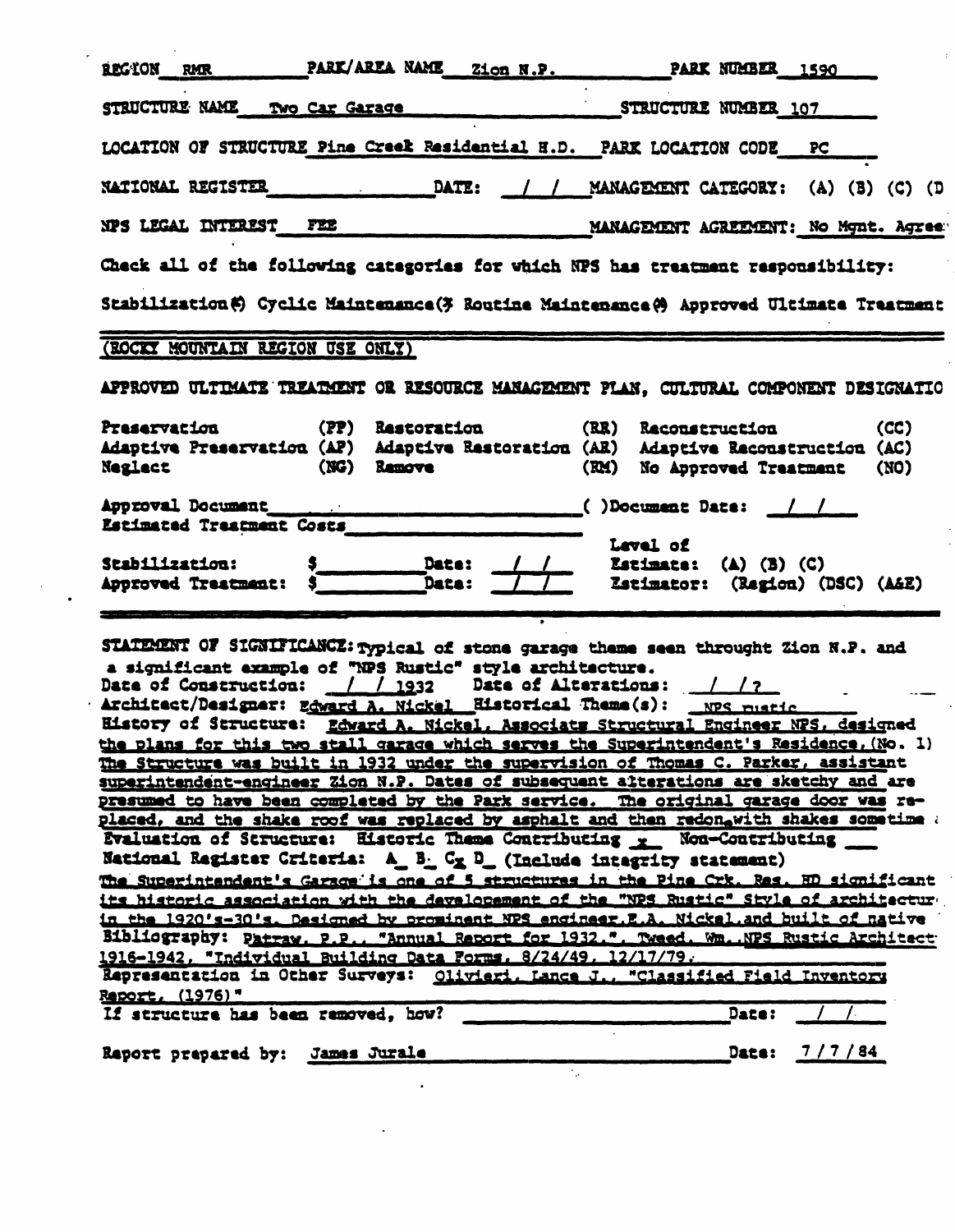REGION RMR PARK/AREA NAME Zion N.P. PARK NUMBER 1590

STRUCTURE NAME Two Car Garage STRUCTURE NUMBER 107

LOCATION OF STRUCTURE Pine Creek Residential H.D. PARK LOCATION CODE PC

NATIONAL REGISTER ______ DATE: / / MANAGEMENT CATEGORY: (A) (B) (C) (D

NPS LEGAL INTEREST FEE MANAGEMENT AGREEMENT: No Mgnt. Agree

Check all of the following categories for which NPS has treatment responsibility:

Stabilization() Cyclic Maintenance() Routine Maintenance() Approved Ultimate Treatment

(ROCKY MOUNTAIN REGION USE ONLY)

APPROVED ULTIMATE TREATMENT OR RESOURCE MANAGEMENT PLAN, CULTURAL COMPONENT DESIGNATIO

| | | | | | |
|---|---|---|---|---|---|
| Preservation | (PP) | Restoration | (RR) | Reconstruction | (CC) |
| Adaptive Preservation | (AP) | Adaptive Restoration | (AR) | Adaptive Reconstruction | (AC) |
| Neglect | (NG) | Remove | (RM) | No Approved Treatment | (NO) |

Approval Document ______ ( )Document Date: / /

Estimated Treatment Costs ______

Stabilization: $______ Date: / / Level of Estimate: (A) (B) (C)

Approved Treatment: $______ Date: / / Estimator: (Region) (DSC) (A&E)

STATEMENT OF SIGNIFICANCE: Typical of stone garage theme seen throught Zion N.P. and a significant example of "NPS Rustic" style architecture.

Date of Construction: / / 1932 Date of Alterations: / / ?

Architect/Designer: Edward A. Nickel Historical Theme(s): NPS rustic

History of Structure: Edward A. Nickel, Associate Structural Engineer NPS, designed the plans for this two stall garage which serves the Superintendent's Residence,(No. 1) The Structure was built in 1932 under the supervision of Thomas C. Parker, assistant superintendent-engineer Zion N.P. Dates of subsequent alterations are sketchy and are presumed to have been completed by the Park service. The original garage door was replaced, and the shake roof was replaced by asphalt and then redon with shakes sometime

Evaluation of Structure: Historic Theme Contributing x Non-Contributing ___

National Register Criteria: A_ B_ Cx D_ (Include integrity statement)

The Superintendent's Garage is one of 5 structures in the Pine Crk. Res. HD significant its historic association with the developement of the "NPS Rustic" Style of architectur in the 1920's-30's. Designed by prominent NPS engineer E.A. Nickel, and built of native

Bibliography: Patraw, P.P., "Annual Report for 1932.", Tweed, Wm., NPS Rustic Architect 1916-1942, "Individual Building Data Forms, 8/24/49, 12/17/79.

Representation in Other Surveys: Oliviari, Lance J., "Classified Field Inventory Report, (1976)"

If structure has been removed, how? ______ Date: / /

Report prepared by: James Jurale Date: 7/7/84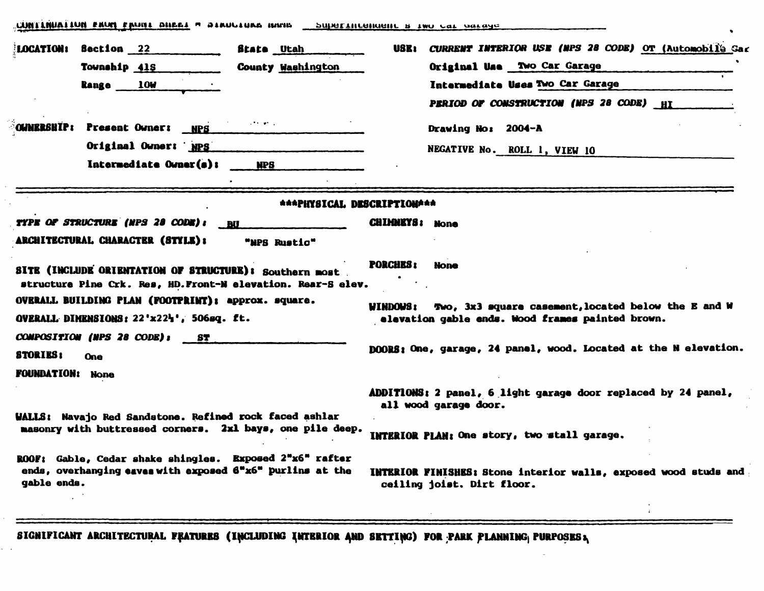CONTINUATION FROM FRONT SHEET - STRUCTURE NAME Superintendent's Two Car Garage

**LOCATION:** Section 22 State Utah
Township 41S County Washington
Range 10W

**USE:** *CURRENT INTERIOR USE (NPS 28 CODE)* OT (Automobile Gar
Original Use Two Car Garage
Intermediate Uses Two Car Garage
*PERIOD OF CONSTRUCTION (NPS 28 CODE)* HI

**OWNERSHIP:** Present Owner: NPS
Original Owner: NPS
Intermediate Owner(s): NPS

Drawing No: 2004-A
NEGATIVE No. ROLL 1, VIEW 10

---

## \*\*\*PHYSICAL DESCRIPTION\*\*\*

*TYPE OF STRUCTURE (NPS 28 CODE):* BU

**ARCHITECTURAL CHARACTER (STYLE):** "NPS Rustic"

**SITE (INCLUDE ORIENTATION OF STRUCTURE):** Southern most structure Pine Crk. Res, HD.Front-N elevation. Rear-S elev.

**OVERALL BUILDING PLAN (FOOTPRINT):** approx. square.

**OVERALL DIMENSIONS:** 22'x22½', 506sq. ft.

*COMPOSITION (NPS 28 CODE):* ST

**STORIES:** One

**FOUNDATION:** None

**WALLS:** Navajo Red Sandstone. Refined rock faced ashlar masonry with buttressed corners. 2x1 bays, one pile deep.

**ROOF:** Gable, Cedar shake shingles. Exposed 2"x6" rafter ends, overhanging eaves with exposed 6"x6" purlins at the gable ends.

**CHIMNEYS:** None

**PORCHES:** None

**WINDOWS:** Two, 3x3 square casement, located below the E and W elevation gable ends. Wood frames painted brown.

**DOORS:** One, garage, 24 panel, wood. Located at the N elevation.

**ADDITIONS:** 2 panel, 6 light garage door replaced by 24 panel, all wood garage door.

**INTERIOR PLAN:** One story, two stall garage.

**INTERIOR FINISHES:** Stone interior walls, exposed wood studs and ceiling joist. Dirt floor.

---

**SIGNIFICANT ARCHITECTURAL FEATURES (INCLUDING INTERIOR AND SETTING) FOR PARK PLANNING PURPOSES:**